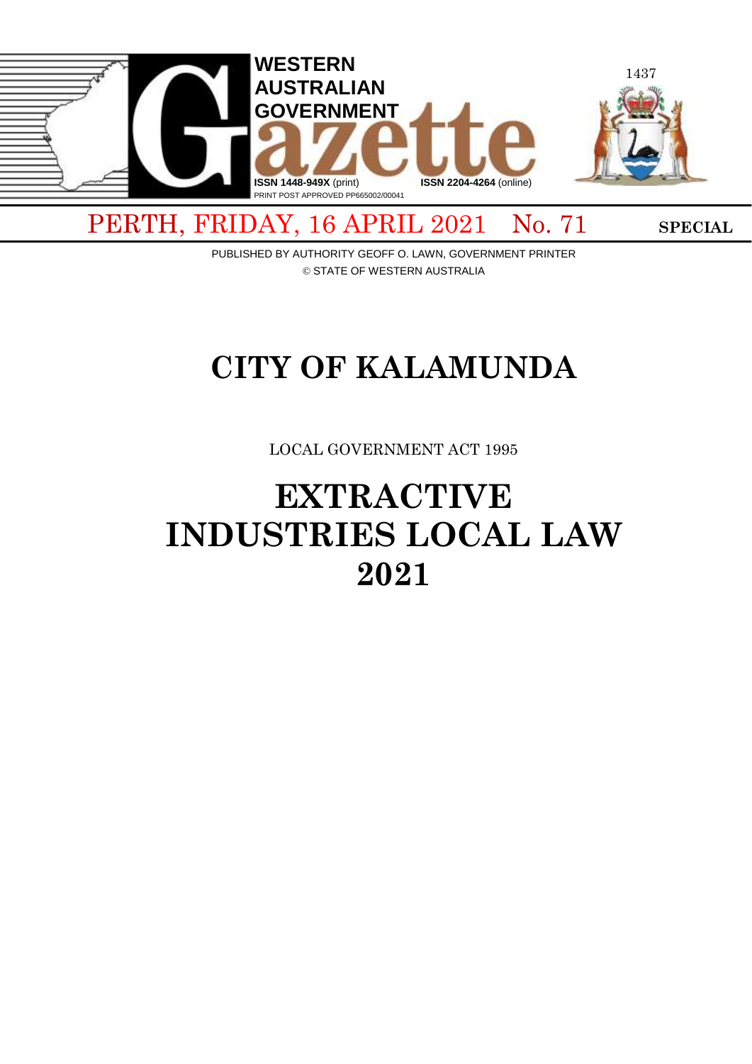# WESTERN AUSTRALIAN GOVERNMENT gazette

ISSN 1448-949X (print) ISSN 2204-4264 (online)
PRINT POST APPROVED PP665002/00041

PERTH, FRIDAY, 16 APRIL 2021 No. 71 **SPECIAL**

PUBLISHED BY AUTHORITY GEOFF O. LAWN, GOVERNMENT PRINTER
© STATE OF WESTERN AUSTRALIA

# CITY OF KALAMUNDA

LOCAL GOVERNMENT ACT 1995

# EXTRACTIVE INDUSTRIES LOCAL LAW 2021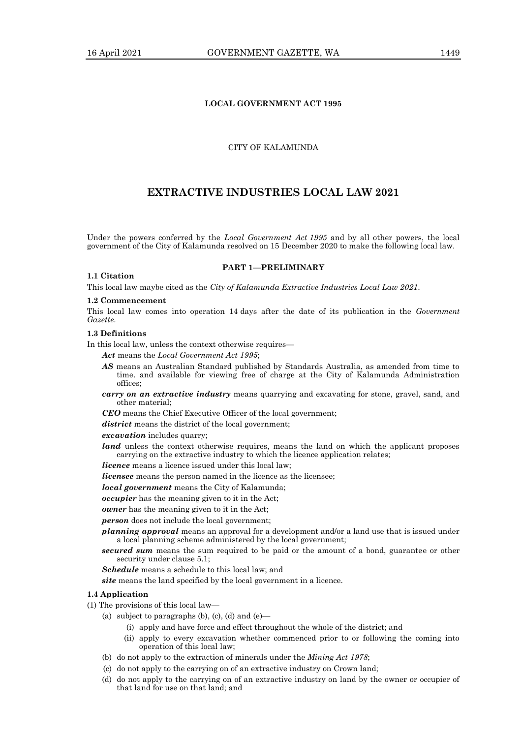**LOCAL GOVERNMENT ACT 1995**

CITY OF KALAMUNDA

# EXTRACTIVE INDUSTRIES LOCAL LAW 2021

Under the powers conferred by the *Local Government Act 1995* and by all other powers, the local government of the City of Kalamunda resolved on 15 December 2020 to make the following local law.

## PART 1—PRELIMINARY

**1.1 Citation**

This local law maybe cited as the *City of Kalamunda Extractive Industries Local Law 2021*.

**1.2 Commencement**

This local law comes into operation 14 days after the date of its publication in the *Government Gazette*.

**1.3 Definitions**

In this local law, unless the context otherwise requires—

***Act*** means the *Local Government Act 1995*;

***AS*** means an Australian Standard published by Standards Australia, as amended from time to time. and available for viewing free of charge at the City of Kalamunda Administration offices;

***carry on an extractive industry*** means quarrying and excavating for stone, gravel, sand, and other material;

***CEO*** means the Chief Executive Officer of the local government;

***district*** means the district of the local government;

***excavation*** includes quarry;

***land*** unless the context otherwise requires, means the land on which the applicant proposes carrying on the extractive industry to which the licence application relates;

***licence*** means a licence issued under this local law;

***licensee*** means the person named in the licence as the licensee;

***local government*** means the City of Kalamunda;

***occupier*** has the meaning given to it in the Act;

***owner*** has the meaning given to it in the Act;

***person*** does not include the local government;

***planning approval*** means an approval for a development and/or a land use that is issued under a local planning scheme administered by the local government;

***secured sum*** means the sum required to be paid or the amount of a bond, guarantee or other security under clause 5.1;

***Schedule*** means a schedule to this local law; and

***site*** means the land specified by the local government in a licence.

**1.4 Application**

(1) The provisions of this local law—

- (a) subject to paragraphs (b), (c), (d) and (e)—
  - (i) apply and have force and effect throughout the whole of the district; and
  - (ii) apply to every excavation whether commenced prior to or following the coming into operation of this local law;
- (b) do not apply to the extraction of minerals under the *Mining Act 1978*;
- (c) do not apply to the carrying on of an extractive industry on Crown land;
- (d) do not apply to the carrying on of an extractive industry on land by the owner or occupier of that land for use on that land; and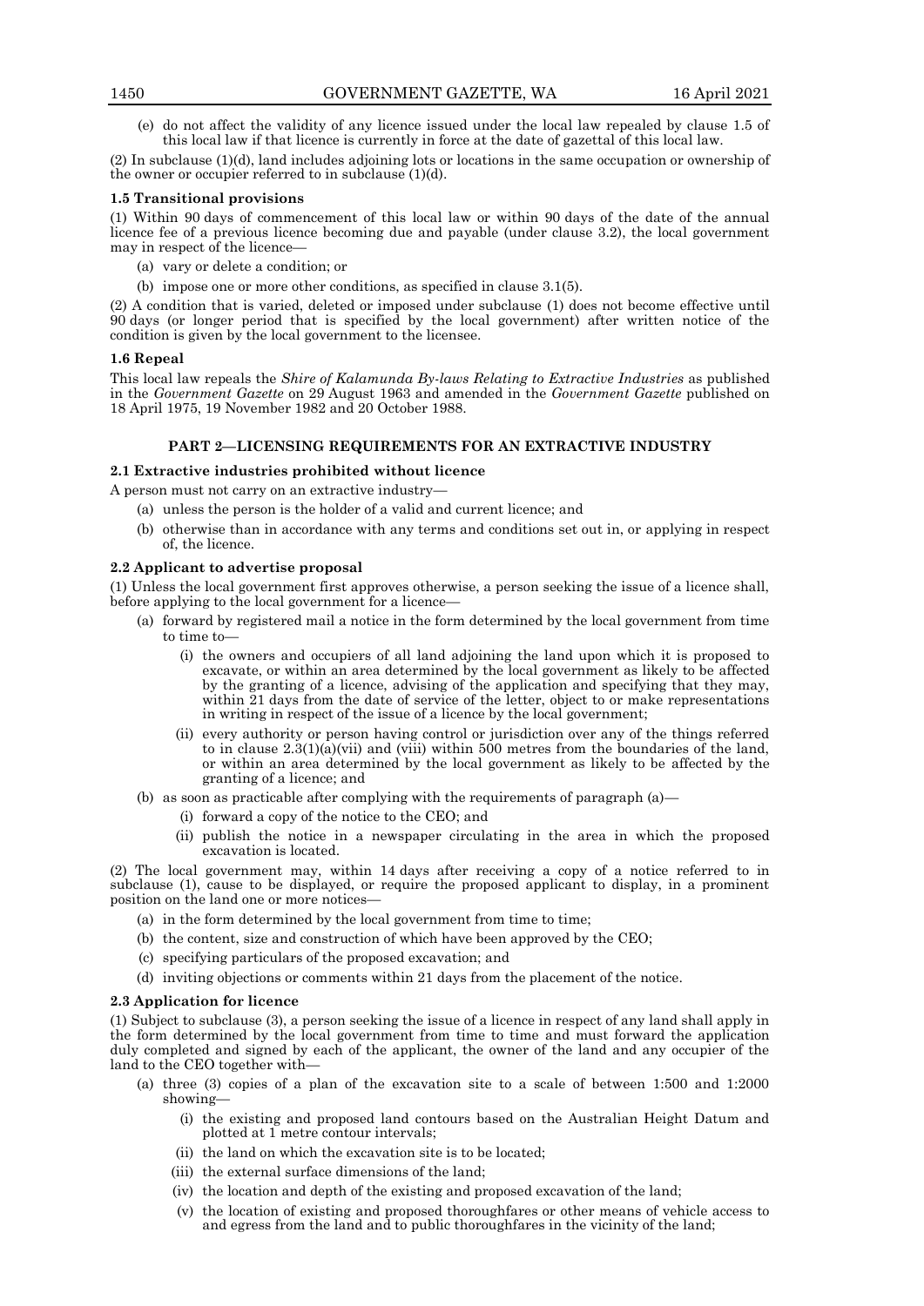(e) do not affect the validity of any licence issued under the local law repealed by clause 1.5 of this local law if that licence is currently in force at the date of gazettal of this local law.

(2) In subclause (1)(d), land includes adjoining lots or locations in the same occupation or ownership of the owner or occupier referred to in subclause (1)(d).

**1.5 Transitional provisions**

(1) Within 90 days of commencement of this local law or within 90 days of the date of the annual licence fee of a previous licence becoming due and payable (under clause 3.2), the local government may in respect of the licence—

- (a) vary or delete a condition; or
- (b) impose one or more other conditions, as specified in clause 3.1(5).

(2) A condition that is varied, deleted or imposed under subclause (1) does not become effective until 90 days (or longer period that is specified by the local government) after written notice of the condition is given by the local government to the licensee.

**1.6 Repeal**

This local law repeals the *Shire of Kalamunda By-laws Relating to Extractive Industries* as published in the *Government Gazette* on 29 August 1963 and amended in the *Government Gazette* published on 18 April 1975, 19 November 1982 and 20 October 1988.

## PART 2—LICENSING REQUIREMENTS FOR AN EXTRACTIVE INDUSTRY

**2.1 Extractive industries prohibited without licence**

A person must not carry on an extractive industry—

- (a) unless the person is the holder of a valid and current licence; and
- (b) otherwise than in accordance with any terms and conditions set out in, or applying in respect of, the licence.

**2.2 Applicant to advertise proposal**

(1) Unless the local government first approves otherwise, a person seeking the issue of a licence shall, before applying to the local government for a licence—

- (a) forward by registered mail a notice in the form determined by the local government from time to time to—
  - (i) the owners and occupiers of all land adjoining the land upon which it is proposed to excavate, or within an area determined by the local government as likely to be affected by the granting of a licence, advising of the application and specifying that they may, within 21 days from the date of service of the letter, object to or make representations in writing in respect of the issue of a licence by the local government;
  - (ii) every authority or person having control or jurisdiction over any of the things referred to in clause 2.3(1)(a)(vii) and (viii) within 500 metres from the boundaries of the land, or within an area determined by the local government as likely to be affected by the granting of a licence; and
- (b) as soon as practicable after complying with the requirements of paragraph (a)—
  - (i) forward a copy of the notice to the CEO; and
  - (ii) publish the notice in a newspaper circulating in the area in which the proposed excavation is located.

(2) The local government may, within 14 days after receiving a copy of a notice referred to in subclause (1), cause to be displayed, or require the proposed applicant to display, in a prominent position on the land one or more notices—

- (a) in the form determined by the local government from time to time;
- (b) the content, size and construction of which have been approved by the CEO;
- (c) specifying particulars of the proposed excavation; and
- (d) inviting objections or comments within 21 days from the placement of the notice.

**2.3 Application for licence**

(1) Subject to subclause (3), a person seeking the issue of a licence in respect of any land shall apply in the form determined by the local government from time to time and must forward the application duly completed and signed by each of the applicant, the owner of the land and any occupier of the land to the CEO together with—

- (a) three (3) copies of a plan of the excavation site to a scale of between 1:500 and 1:2000 showing—
  - (i) the existing and proposed land contours based on the Australian Height Datum and plotted at 1 metre contour intervals;
  - (ii) the land on which the excavation site is to be located;
  - (iii) the external surface dimensions of the land;
  - (iv) the location and depth of the existing and proposed excavation of the land;
  - (v) the location of existing and proposed thoroughfares or other means of vehicle access to and egress from the land and to public thoroughfares in the vicinity of the land;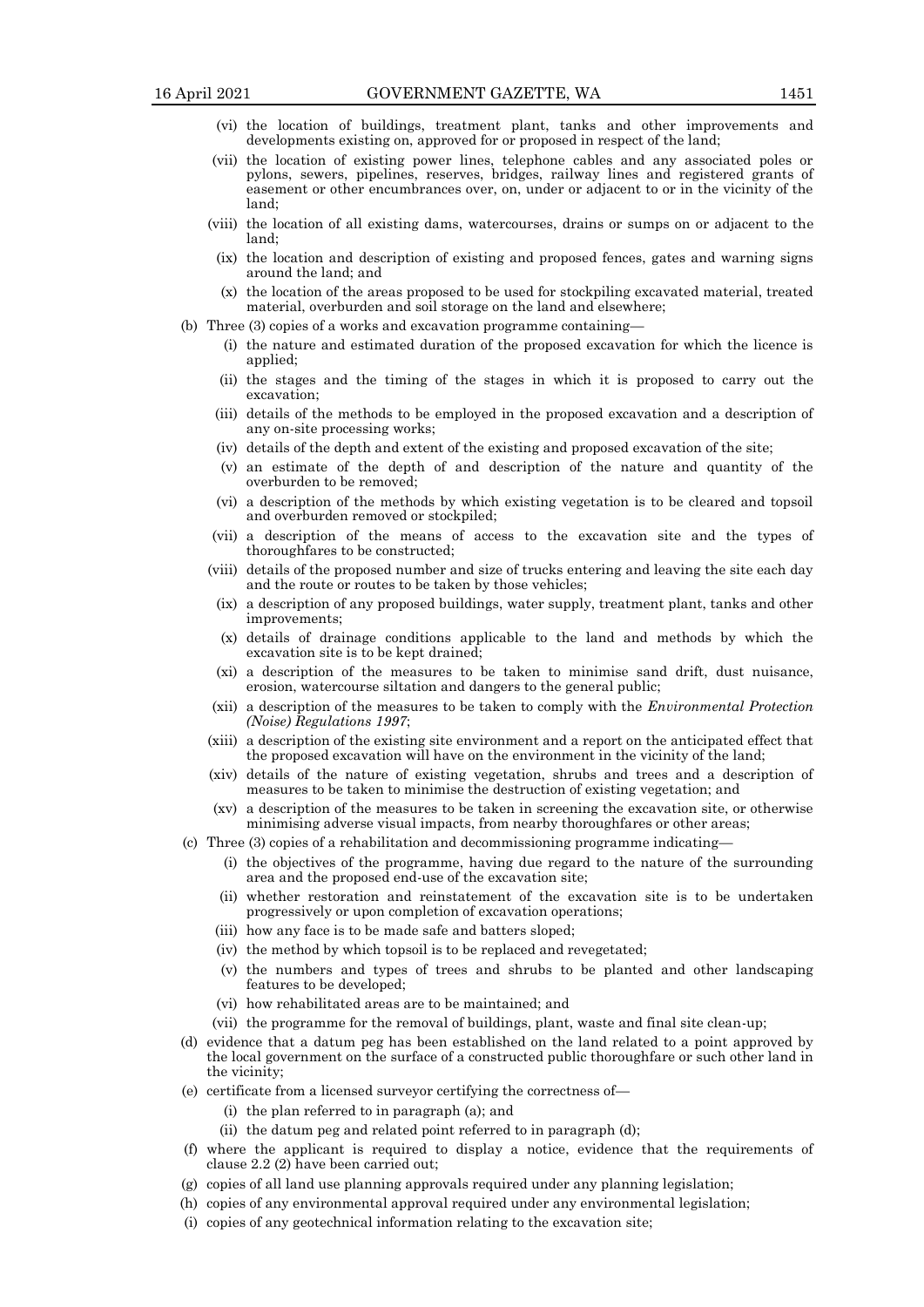(vi) the location of buildings, treatment plant, tanks and other improvements and developments existing on, approved for or proposed in respect of the land;

(vii) the location of existing power lines, telephone cables and any associated poles or pylons, sewers, pipelines, reserves, bridges, railway lines and registered grants of easement or other encumbrances over, on, under or adjacent to or in the vicinity of the land;

(viii) the location of all existing dams, watercourses, drains or sumps on or adjacent to the land;

(ix) the location and description of existing and proposed fences, gates and warning signs around the land; and

(x) the location of the areas proposed to be used for stockpiling excavated material, treated material, overburden and soil storage on the land and elsewhere;

(b) Three (3) copies of a works and excavation programme containing—

(i) the nature and estimated duration of the proposed excavation for which the licence is applied;

(ii) the stages and the timing of the stages in which it is proposed to carry out the excavation;

(iii) details of the methods to be employed in the proposed excavation and a description of any on-site processing works;

(iv) details of the depth and extent of the existing and proposed excavation of the site;

(v) an estimate of the depth of and description of the nature and quantity of the overburden to be removed;

(vi) a description of the methods by which existing vegetation is to be cleared and topsoil and overburden removed or stockpiled;

(vii) a description of the means of access to the excavation site and the types of thoroughfares to be constructed;

(viii) details of the proposed number and size of trucks entering and leaving the site each day and the route or routes to be taken by those vehicles;

(ix) a description of any proposed buildings, water supply, treatment plant, tanks and other improvements;

(x) details of drainage conditions applicable to the land and methods by which the excavation site is to be kept drained;

(xi) a description of the measures to be taken to minimise sand drift, dust nuisance, erosion, watercourse siltation and dangers to the general public;

(xii) a description of the measures to be taken to comply with the *Environmental Protection (Noise) Regulations 1997*;

(xiii) a description of the existing site environment and a report on the anticipated effect that the proposed excavation will have on the environment in the vicinity of the land;

(xiv) details of the nature of existing vegetation, shrubs and trees and a description of measures to be taken to minimise the destruction of existing vegetation; and

(xv) a description of the measures to be taken in screening the excavation site, or otherwise minimising adverse visual impacts, from nearby thoroughfares or other areas;

(c) Three (3) copies of a rehabilitation and decommissioning programme indicating—

(i) the objectives of the programme, having due regard to the nature of the surrounding area and the proposed end-use of the excavation site;

(ii) whether restoration and reinstatement of the excavation site is to be undertaken progressively or upon completion of excavation operations;

(iii) how any face is to be made safe and batters sloped;

(iv) the method by which topsoil is to be replaced and revegetated;

(v) the numbers and types of trees and shrubs to be planted and other landscaping features to be developed;

(vi) how rehabilitated areas are to be maintained; and

(vii) the programme for the removal of buildings, plant, waste and final site clean-up;

(d) evidence that a datum peg has been established on the land related to a point approved by the local government on the surface of a constructed public thoroughfare or such other land in the vicinity;

(e) certificate from a licensed surveyor certifying the correctness of—

(i) the plan referred to in paragraph (a); and

(ii) the datum peg and related point referred to in paragraph (d);

(f) where the applicant is required to display a notice, evidence that the requirements of clause 2.2 (2) have been carried out;

(g) copies of all land use planning approvals required under any planning legislation;

(h) copies of any environmental approval required under any environmental legislation;

(i) copies of any geotechnical information relating to the excavation site;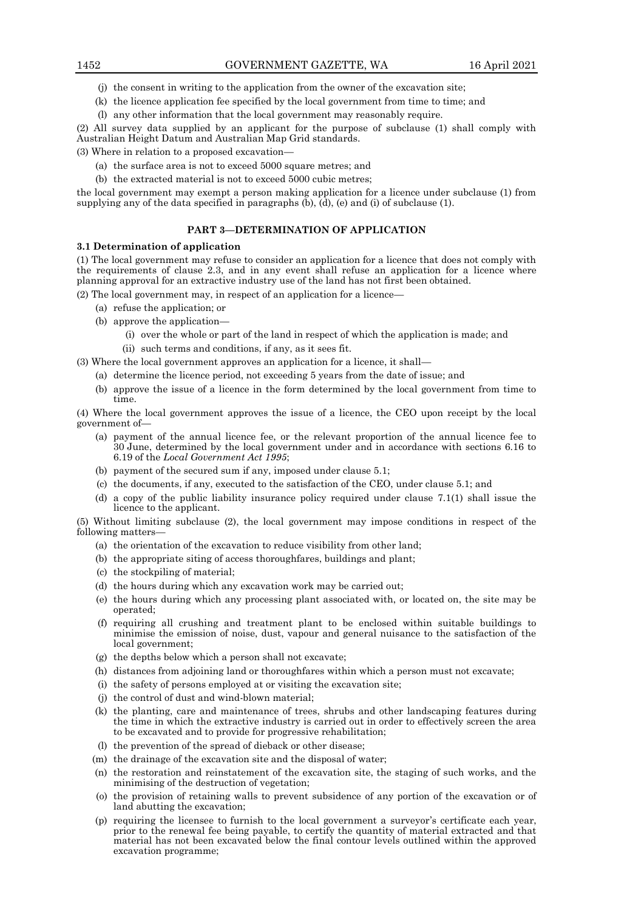(j) the consent in writing to the application from the owner of the excavation site;

(k) the licence application fee specified by the local government from time to time; and

(l) any other information that the local government may reasonably require.

(2) All survey data supplied by an applicant for the purpose of subclause (1) shall comply with Australian Height Datum and Australian Map Grid standards.

(3) Where in relation to a proposed excavation—

(a) the surface area is not to exceed 5000 square metres; and

(b) the extracted material is not to exceed 5000 cubic metres;

the local government may exempt a person making application for a licence under subclause (1) from supplying any of the data specified in paragraphs (b), (d), (e) and (i) of subclause (1).

## PART 3—DETERMINATION OF APPLICATION

**3.1 Determination of application**

(1) The local government may refuse to consider an application for a licence that does not comply with the requirements of clause 2.3, and in any event shall refuse an application for a licence where planning approval for an extractive industry use of the land has not first been obtained.

(2) The local government may, in respect of an application for a licence—

(a) refuse the application; or

(b) approve the application—

(i) over the whole or part of the land in respect of which the application is made; and

(ii) such terms and conditions, if any, as it sees fit.

(3) Where the local government approves an application for a licence, it shall—

(a) determine the licence period, not exceeding 5 years from the date of issue; and

(b) approve the issue of a licence in the form determined by the local government from time to time.

(4) Where the local government approves the issue of a licence, the CEO upon receipt by the local government of—

(a) payment of the annual licence fee, or the relevant proportion of the annual licence fee to 30 June, determined by the local government under and in accordance with sections 6.16 to 6.19 of the *Local Government Act 1995*;

(b) payment of the secured sum if any, imposed under clause 5.1;

(c) the documents, if any, executed to the satisfaction of the CEO, under clause 5.1; and

(d) a copy of the public liability insurance policy required under clause 7.1(1) shall issue the licence to the applicant.

(5) Without limiting subclause (2), the local government may impose conditions in respect of the following matters—

(a) the orientation of the excavation to reduce visibility from other land;

(b) the appropriate siting of access thoroughfares, buildings and plant;

(c) the stockpiling of material;

(d) the hours during which any excavation work may be carried out;

(e) the hours during which any processing plant associated with, or located on, the site may be operated;

(f) requiring all crushing and treatment plant to be enclosed within suitable buildings to minimise the emission of noise, dust, vapour and general nuisance to the satisfaction of the local government;

(g) the depths below which a person shall not excavate;

(h) distances from adjoining land or thoroughfares within which a person must not excavate;

(i) the safety of persons employed at or visiting the excavation site;

(j) the control of dust and wind-blown material;

(k) the planting, care and maintenance of trees, shrubs and other landscaping features during the time in which the extractive industry is carried out in order to effectively screen the area to be excavated and to provide for progressive rehabilitation;

(l) the prevention of the spread of dieback or other disease;

(m) the drainage of the excavation site and the disposal of water;

(n) the restoration and reinstatement of the excavation site, the staging of such works, and the minimising of the destruction of vegetation;

(o) the provision of retaining walls to prevent subsidence of any portion of the excavation or of land abutting the excavation;

(p) requiring the licensee to furnish to the local government a surveyor's certificate each year, prior to the renewal fee being payable, to certify the quantity of material extracted and that material has not been excavated below the final contour levels outlined within the approved excavation programme;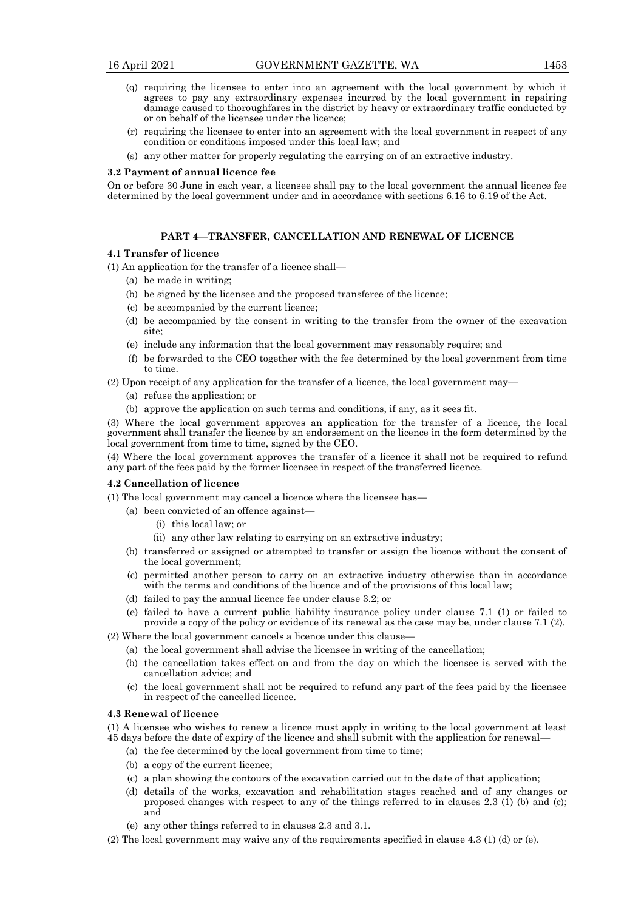(q) requiring the licensee to enter into an agreement with the local government by which it agrees to pay any extraordinary expenses incurred by the local government in repairing damage caused to thoroughfares in the district by heavy or extraordinary traffic conducted by or on behalf of the licensee under the licence;

(r) requiring the licensee to enter into an agreement with the local government in respect of any condition or conditions imposed under this local law; and

(s) any other matter for properly regulating the carrying on of an extractive industry.

**3.2 Payment of annual licence fee**

On or before 30 June in each year, a licensee shall pay to the local government the annual licence fee determined by the local government under and in accordance with sections 6.16 to 6.19 of the Act.

## PART 4—TRANSFER, CANCELLATION AND RENEWAL OF LICENCE

**4.1 Transfer of licence**

(1) An application for the transfer of a licence shall—

(a) be made in writing;

(b) be signed by the licensee and the proposed transferee of the licence;

(c) be accompanied by the current licence;

(d) be accompanied by the consent in writing to the transfer from the owner of the excavation site;

(e) include any information that the local government may reasonably require; and

(f) be forwarded to the CEO together with the fee determined by the local government from time to time.

(2) Upon receipt of any application for the transfer of a licence, the local government may—

(a) refuse the application; or

(b) approve the application on such terms and conditions, if any, as it sees fit.

(3) Where the local government approves an application for the transfer of a licence, the local government shall transfer the licence by an endorsement on the licence in the form determined by the local government from time to time, signed by the CEO.

(4) Where the local government approves the transfer of a licence it shall not be required to refund any part of the fees paid by the former licensee in respect of the transferred licence.

**4.2 Cancellation of licence**

(1) The local government may cancel a licence where the licensee has—

(a) been convicted of an offence against—

(i) this local law; or

(ii) any other law relating to carrying on an extractive industry;

(b) transferred or assigned or attempted to transfer or assign the licence without the consent of the local government;

(c) permitted another person to carry on an extractive industry otherwise than in accordance with the terms and conditions of the licence and of the provisions of this local law;

(d) failed to pay the annual licence fee under clause 3.2; or

(e) failed to have a current public liability insurance policy under clause 7.1 (1) or failed to provide a copy of the policy or evidence of its renewal as the case may be, under clause 7.1 (2).

(2) Where the local government cancels a licence under this clause—

(a) the local government shall advise the licensee in writing of the cancellation;

(b) the cancellation takes effect on and from the day on which the licensee is served with the cancellation advice; and

(c) the local government shall not be required to refund any part of the fees paid by the licensee in respect of the cancelled licence.

**4.3 Renewal of licence**

(1) A licensee who wishes to renew a licence must apply in writing to the local government at least 45 days before the date of expiry of the licence and shall submit with the application for renewal—

(a) the fee determined by the local government from time to time;

(b) a copy of the current licence;

(c) a plan showing the contours of the excavation carried out to the date of that application;

(d) details of the works, excavation and rehabilitation stages reached and of any changes or proposed changes with respect to any of the things referred to in clauses 2.3 (1) (b) and (c); and

(e) any other things referred to in clauses 2.3 and 3.1.

(2) The local government may waive any of the requirements specified in clause 4.3 (1) (d) or (e).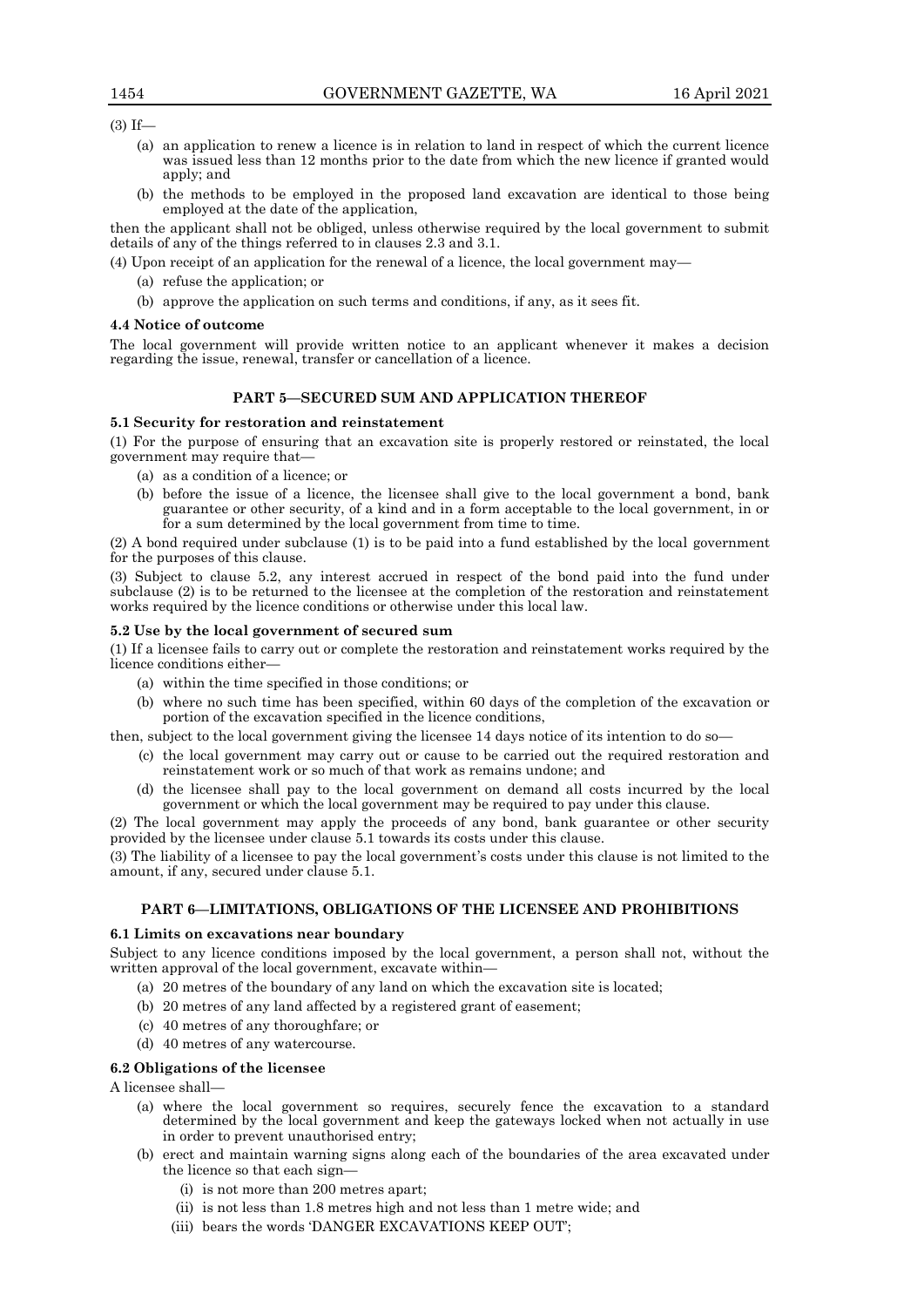(3) If—

- (a) an application to renew a licence is in relation to land in respect of which the current licence was issued less than 12 months prior to the date from which the new licence if granted would apply; and
- (b) the methods to be employed in the proposed land excavation are identical to those being employed at the date of the application,

then the applicant shall not be obliged, unless otherwise required by the local government to submit details of any of the things referred to in clauses 2.3 and 3.1.

(4) Upon receipt of an application for the renewal of a licence, the local government may—

- (a) refuse the application; or
- (b) approve the application on such terms and conditions, if any, as it sees fit.

**4.4 Notice of outcome**

The local government will provide written notice to an applicant whenever it makes a decision regarding the issue, renewal, transfer or cancellation of a licence.

## PART 5—SECURED SUM AND APPLICATION THEREOF

**5.1 Security for restoration and reinstatement**

(1) For the purpose of ensuring that an excavation site is properly restored or reinstated, the local government may require that—

- (a) as a condition of a licence; or
- (b) before the issue of a licence, the licensee shall give to the local government a bond, bank guarantee or other security, of a kind and in a form acceptable to the local government, in or for a sum determined by the local government from time to time.

(2) A bond required under subclause (1) is to be paid into a fund established by the local government for the purposes of this clause.

(3) Subject to clause 5.2, any interest accrued in respect of the bond paid into the fund under subclause (2) is to be returned to the licensee at the completion of the restoration and reinstatement works required by the licence conditions or otherwise under this local law.

**5.2 Use by the local government of secured sum**

(1) If a licensee fails to carry out or complete the restoration and reinstatement works required by the licence conditions either—

- (a) within the time specified in those conditions; or
- (b) where no such time has been specified, within 60 days of the completion of the excavation or portion of the excavation specified in the licence conditions,

then, subject to the local government giving the licensee 14 days notice of its intention to do so—

- (c) the local government may carry out or cause to be carried out the required restoration and reinstatement work or so much of that work as remains undone; and
- (d) the licensee shall pay to the local government on demand all costs incurred by the local government or which the local government may be required to pay under this clause.

(2) The local government may apply the proceeds of any bond, bank guarantee or other security provided by the licensee under clause 5.1 towards its costs under this clause.

(3) The liability of a licensee to pay the local government's costs under this clause is not limited to the amount, if any, secured under clause 5.1.

## PART 6—LIMITATIONS, OBLIGATIONS OF THE LICENSEE AND PROHIBITIONS

**6.1 Limits on excavations near boundary**

Subject to any licence conditions imposed by the local government, a person shall not, without the written approval of the local government, excavate within—

- (a) 20 metres of the boundary of any land on which the excavation site is located;
- (b) 20 metres of any land affected by a registered grant of easement;
- (c) 40 metres of any thoroughfare; or
- (d) 40 metres of any watercourse.

**6.2 Obligations of the licensee**

A licensee shall—

- (a) where the local government so requires, securely fence the excavation to a standard determined by the local government and keep the gateways locked when not actually in use in order to prevent unauthorised entry;
- (b) erect and maintain warning signs along each of the boundaries of the area excavated under the licence so that each sign—
  - (i) is not more than 200 metres apart;
  - (ii) is not less than 1.8 metres high and not less than 1 metre wide; and
  - (iii) bears the words 'DANGER EXCAVATIONS KEEP OUT';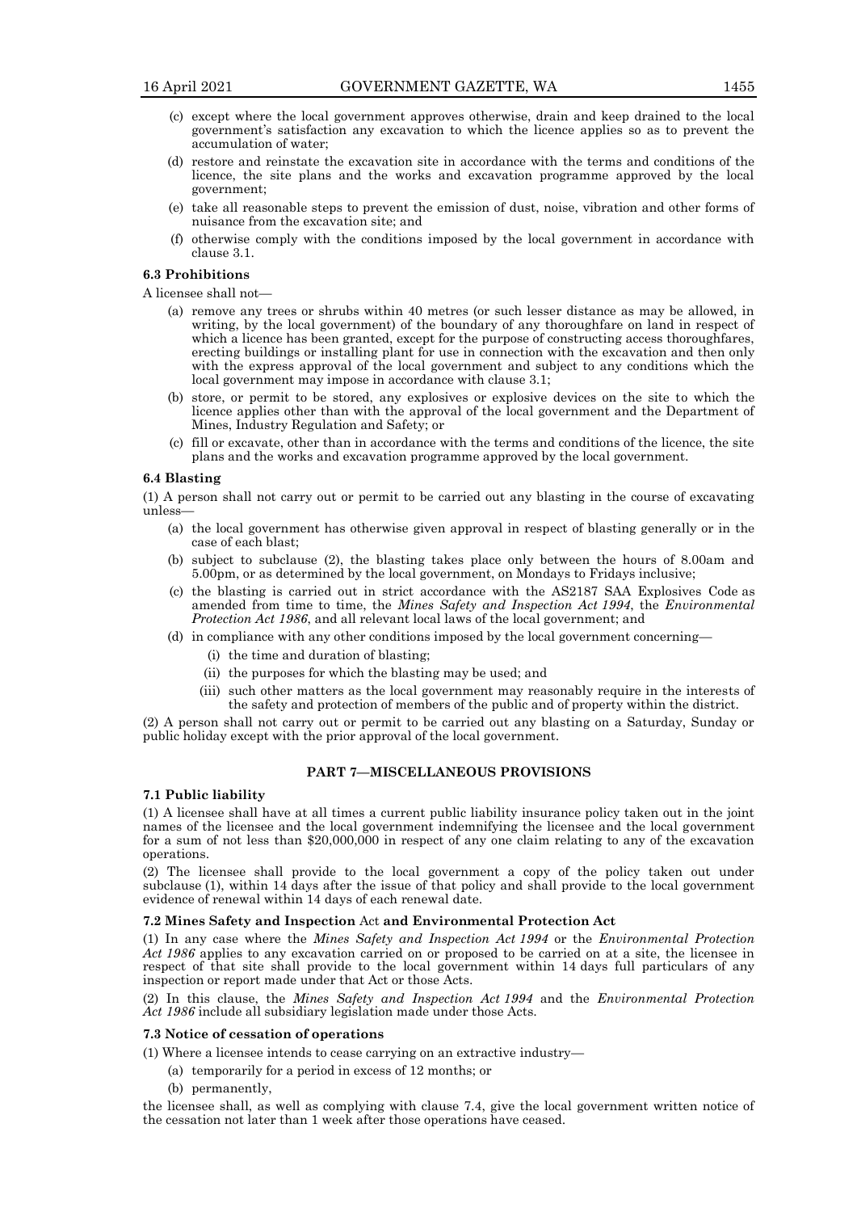(c) except where the local government approves otherwise, drain and keep drained to the local government's satisfaction any excavation to which the licence applies so as to prevent the accumulation of water;

(d) restore and reinstate the excavation site in accordance with the terms and conditions of the licence, the site plans and the works and excavation programme approved by the local government;

(e) take all reasonable steps to prevent the emission of dust, noise, vibration and other forms of nuisance from the excavation site; and

(f) otherwise comply with the conditions imposed by the local government in accordance with clause 3.1.

**6.3 Prohibitions**

A licensee shall not—

(a) remove any trees or shrubs within 40 metres (or such lesser distance as may be allowed, in writing, by the local government) of the boundary of any thoroughfare on land in respect of which a licence has been granted, except for the purpose of constructing access thoroughfares, erecting buildings or installing plant for use in connection with the excavation and then only with the express approval of the local government and subject to any conditions which the local government may impose in accordance with clause 3.1;

(b) store, or permit to be stored, any explosives or explosive devices on the site to which the licence applies other than with the approval of the local government and the Department of Mines, Industry Regulation and Safety; or

(c) fill or excavate, other than in accordance with the terms and conditions of the licence, the site plans and the works and excavation programme approved by the local government.

**6.4 Blasting**

(1) A person shall not carry out or permit to be carried out any blasting in the course of excavating unless—

(a) the local government has otherwise given approval in respect of blasting generally or in the case of each blast;

(b) subject to subclause (2), the blasting takes place only between the hours of 8.00am and 5.00pm, or as determined by the local government, on Mondays to Fridays inclusive;

(c) the blasting is carried out in strict accordance with the AS2187 SAA Explosives Code as amended from time to time, the *Mines Safety and Inspection Act 1994*, the *Environmental Protection Act 1986*, and all relevant local laws of the local government; and

(d) in compliance with any other conditions imposed by the local government concerning—

(i) the time and duration of blasting;

(ii) the purposes for which the blasting may be used; and

(iii) such other matters as the local government may reasonably require in the interests of the safety and protection of members of the public and of property within the district.

(2) A person shall not carry out or permit to be carried out any blasting on a Saturday, Sunday or public holiday except with the prior approval of the local government.

## PART 7—MISCELLANEOUS PROVISIONS

**7.1 Public liability**

(1) A licensee shall have at all times a current public liability insurance policy taken out in the joint names of the licensee and the local government indemnifying the licensee and the local government for a sum of not less than $20,000,000 in respect of any one claim relating to any of the excavation operations.

(2) The licensee shall provide to the local government a copy of the policy taken out under subclause (1), within 14 days after the issue of that policy and shall provide to the local government evidence of renewal within 14 days of each renewal date.

**7.2 Mines Safety and Inspection Act and Environmental Protection Act**

(1) In any case where the *Mines Safety and Inspection Act 1994* or the *Environmental Protection Act 1986* applies to any excavation carried on or proposed to be carried on at a site, the licensee in respect of that site shall provide to the local government within 14 days full particulars of any inspection or report made under that Act or those Acts.

(2) In this clause, the *Mines Safety and Inspection Act 1994* and the *Environmental Protection Act 1986* include all subsidiary legislation made under those Acts.

**7.3 Notice of cessation of operations**

(1) Where a licensee intends to cease carrying on an extractive industry—

(a) temporarily for a period in excess of 12 months; or

(b) permanently,

the licensee shall, as well as complying with clause 7.4, give the local government written notice of the cessation not later than 1 week after those operations have ceased.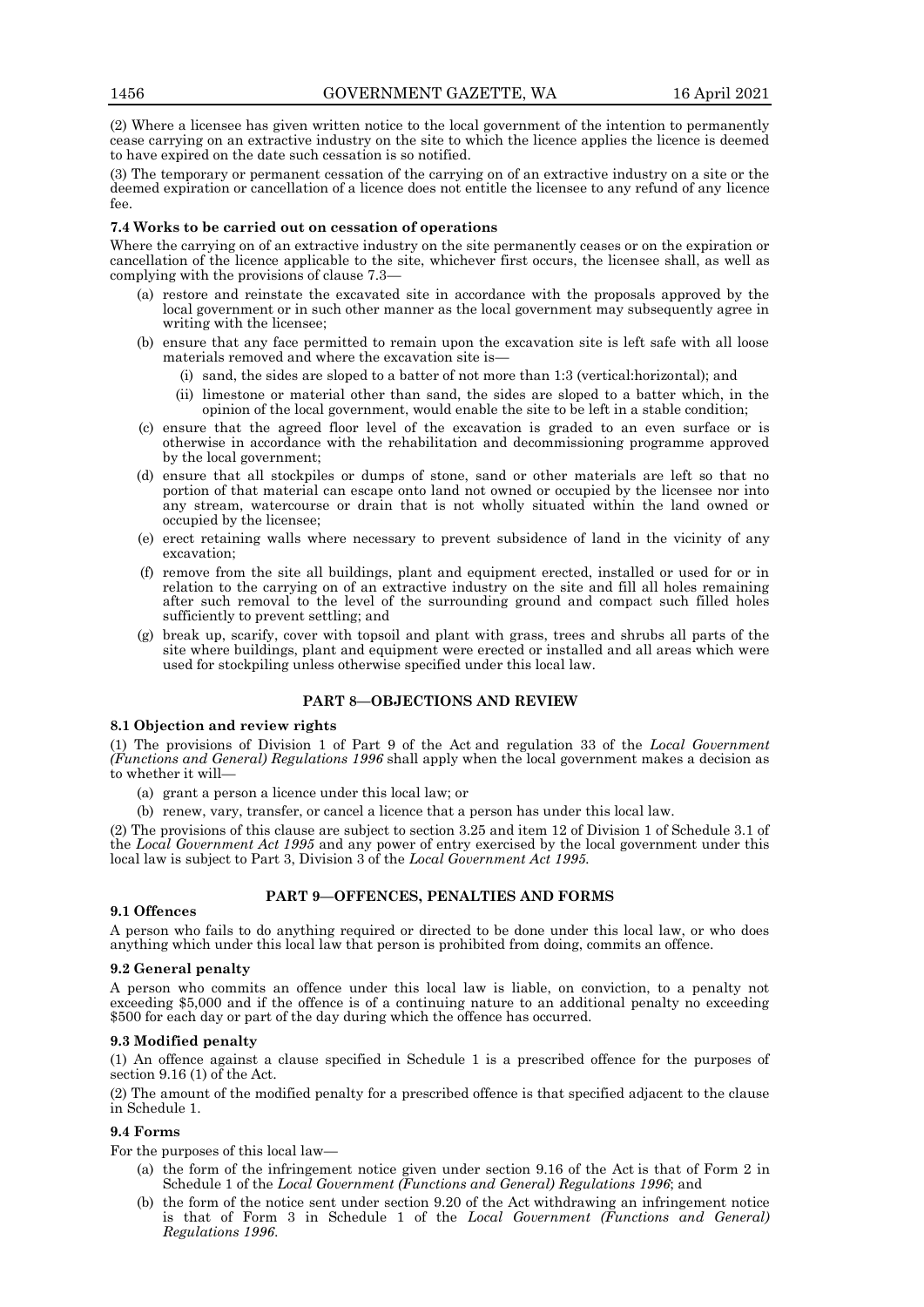(2) Where a licensee has given written notice to the local government of the intention to permanently cease carrying on an extractive industry on the site to which the licence applies the licence is deemed to have expired on the date such cessation is so notified.

(3) The temporary or permanent cessation of the carrying on of an extractive industry on a site or the deemed expiration or cancellation of a licence does not entitle the licensee to any refund of any licence fee.

**7.4 Works to be carried out on cessation of operations**

Where the carrying on of an extractive industry on the site permanently ceases or on the expiration or cancellation of the licence applicable to the site, whichever first occurs, the licensee shall, as well as complying with the provisions of clause 7.3—

(a) restore and reinstate the excavated site in accordance with the proposals approved by the local government or in such other manner as the local government may subsequently agree in writing with the licensee;

(b) ensure that any face permitted to remain upon the excavation site is left safe with all loose materials removed and where the excavation site is—

  (i) sand, the sides are sloped to a batter of not more than 1:3 (vertical:horizontal); and

  (ii) limestone or material other than sand, the sides are sloped to a batter which, in the opinion of the local government, would enable the site to be left in a stable condition;

(c) ensure that the agreed floor level of the excavation is graded to an even surface or is otherwise in accordance with the rehabilitation and decommissioning programme approved by the local government;

(d) ensure that all stockpiles or dumps of stone, sand or other materials are left so that no portion of that material can escape onto land not owned or occupied by the licensee nor into any stream, watercourse or drain that is not wholly situated within the land owned or occupied by the licensee;

(e) erect retaining walls where necessary to prevent subsidence of land in the vicinity of any excavation;

(f) remove from the site all buildings, plant and equipment erected, installed or used for or in relation to the carrying on of an extractive industry on the site and fill all holes remaining after such removal to the level of the surrounding ground and compact such filled holes sufficiently to prevent settling; and

(g) break up, scarify, cover with topsoil and plant with grass, trees and shrubs all parts of the site where buildings, plant and equipment were erected or installed and all areas which were used for stockpiling unless otherwise specified under this local law.

## PART 8—OBJECTIONS AND REVIEW

**8.1 Objection and review rights**

(1) The provisions of Division 1 of Part 9 of the Act and regulation 33 of the *Local Government (Functions and General) Regulations 1996* shall apply when the local government makes a decision as to whether it will—

(a) grant a person a licence under this local law; or

(b) renew, vary, transfer, or cancel a licence that a person has under this local law.

(2) The provisions of this clause are subject to section 3.25 and item 12 of Division 1 of Schedule 3.1 of the *Local Government Act 1995* and any power of entry exercised by the local government under this local law is subject to Part 3, Division 3 of the *Local Government Act 1995*.

## PART 9—OFFENCES, PENALTIES AND FORMS

**9.1 Offences**

A person who fails to do anything required or directed to be done under this local law, or who does anything which under this local law that person is prohibited from doing, commits an offence.

**9.2 General penalty**

A person who commits an offence under this local law is liable, on conviction, to a penalty not exceeding $5,000 and if the offence is of a continuing nature to an additional penalty no exceeding $500 for each day or part of the day during which the offence has occurred.

**9.3 Modified penalty**

(1) An offence against a clause specified in Schedule 1 is a prescribed offence for the purposes of section 9.16 (1) of the Act.

(2) The amount of the modified penalty for a prescribed offence is that specified adjacent to the clause in Schedule 1.

**9.4 Forms**

For the purposes of this local law—

(a) the form of the infringement notice given under section 9.16 of the Act is that of Form 2 in Schedule 1 of the *Local Government (Functions and General) Regulations 1996*; and

(b) the form of the notice sent under section 9.20 of the Act withdrawing an infringement notice is that of Form 3 in Schedule 1 of the *Local Government (Functions and General) Regulations 1996*.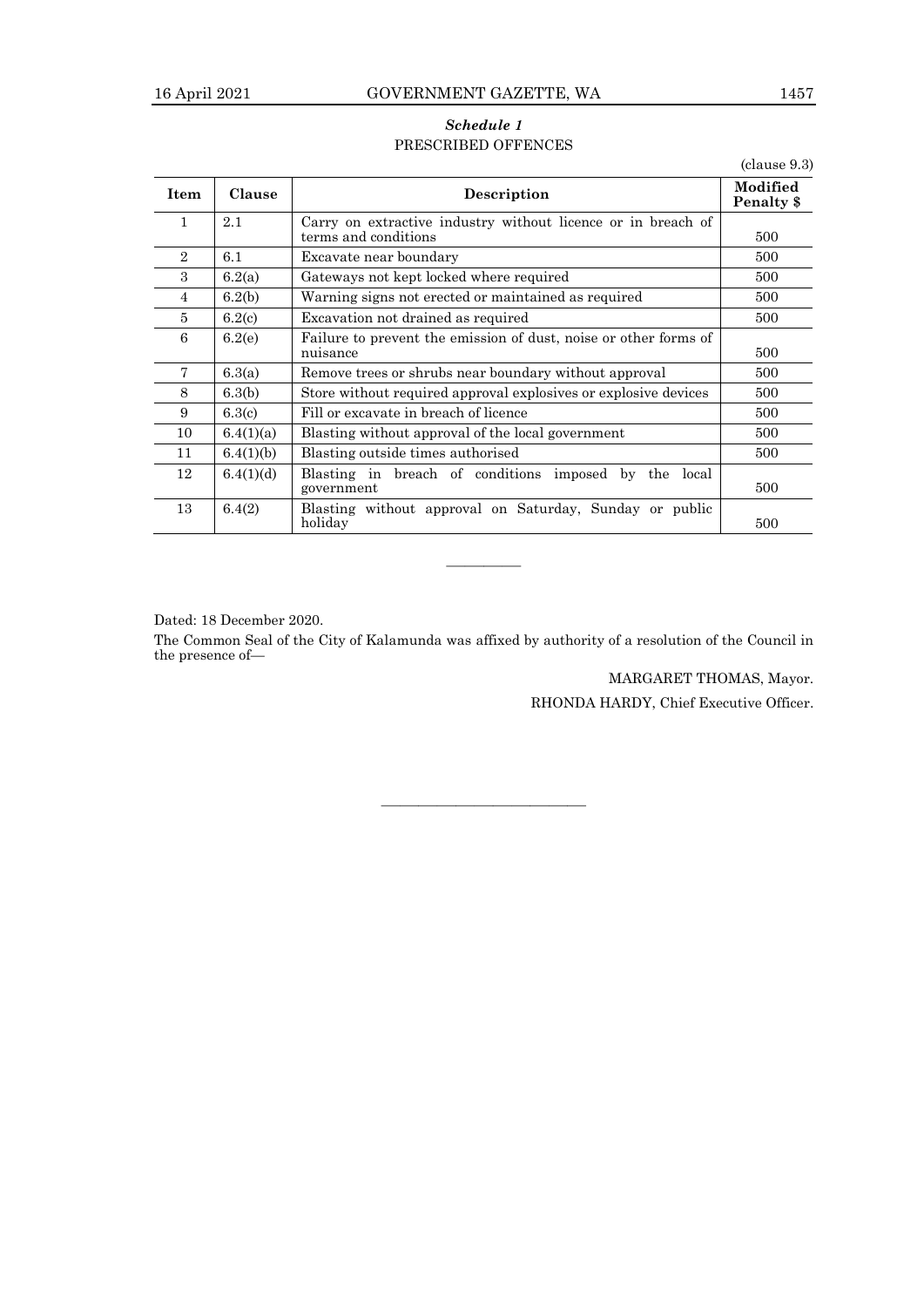## *Schedule 1*

## PRESCRIBED OFFENCES

(clause 9.3)

| Item | Clause | Description | Modified Penalty $ |
|---|---|---|---|
| 1 | 2.1 | Carry on extractive industry without licence or in breach of terms and conditions | 500 |
| 2 | 6.1 | Excavate near boundary | 500 |
| 3 | 6.2(a) | Gateways not kept locked where required | 500 |
| 4 | 6.2(b) | Warning signs not erected or maintained as required | 500 |
| 5 | 6.2(c) | Excavation not drained as required | 500 |
| 6 | 6.2(e) | Failure to prevent the emission of dust, noise or other forms of nuisance | 500 |
| 7 | 6.3(a) | Remove trees or shrubs near boundary without approval | 500 |
| 8 | 6.3(b) | Store without required approval explosives or explosive devices | 500 |
| 9 | 6.3(c) | Fill or excavate in breach of licence | 500 |
| 10 | 6.4(1)(a) | Blasting without approval of the local government | 500 |
| 11 | 6.4(1)(b) | Blasting outside times authorised | 500 |
| 12 | 6.4(1)(d) | Blasting in breach of conditions imposed by the local government | 500 |
| 13 | 6.4(2) | Blasting without approval on Saturday, Sunday or public holiday | 500 |

---

Dated: 18 December 2020.

The Common Seal of the City of Kalamunda was affixed by authority of a resolution of the Council in the presence of—

MARGARET THOMAS, Mayor.

RHONDA HARDY, Chief Executive Officer.

---